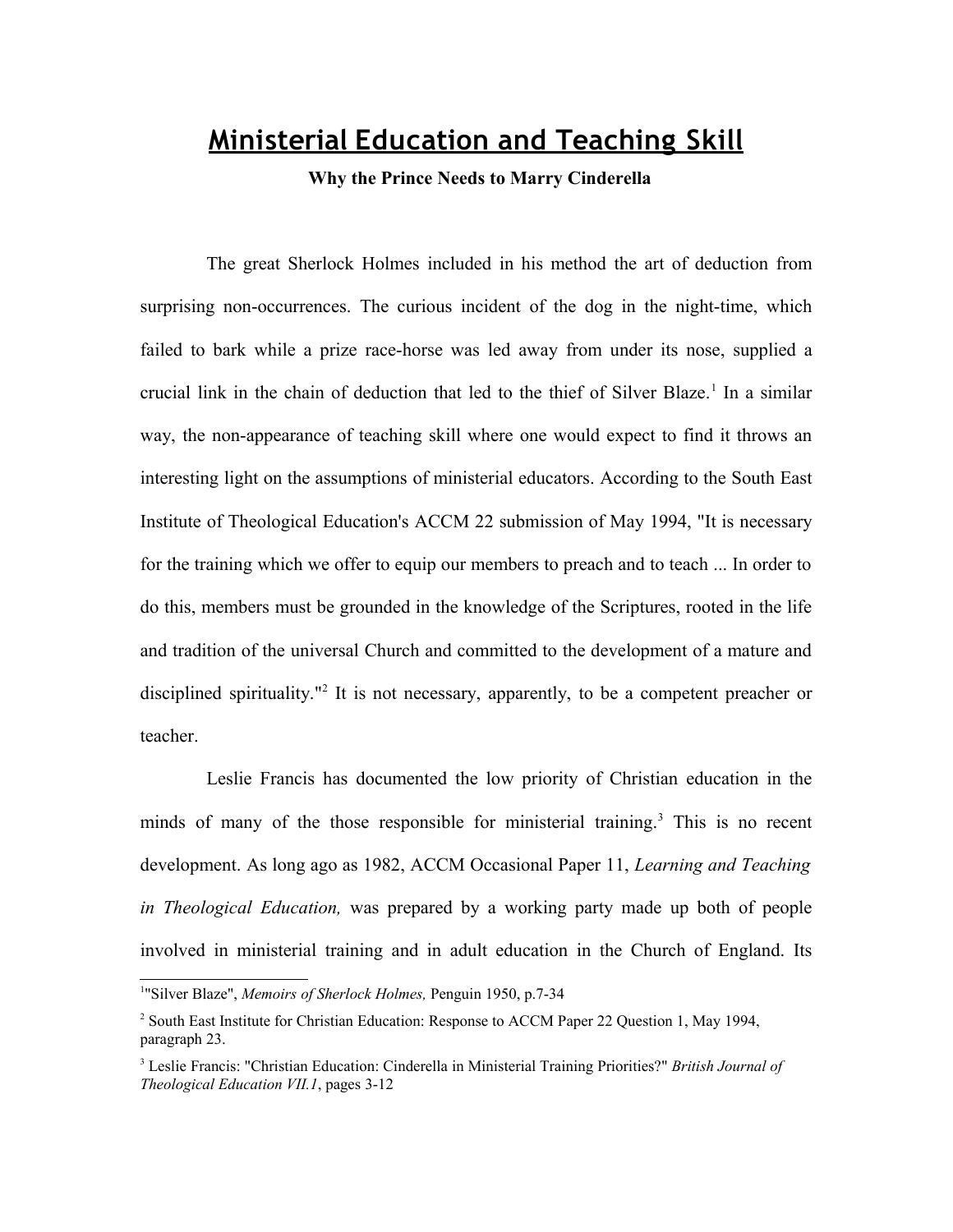# Ministerial Education and Teaching Skill

**Why the Prince Needs to Marry Cinderella**

The great Sherlock Holmes included in his method the art of deduction from surprising non-occurrences. The curious incident of the dog in the night-time, which failed to bark while a prize race-horse was led away from under its nose, supplied a crucial link in the chain of deduction that led to the thief of Silver Blaze.[1] In a similar way, the non-appearance of teaching skill where one would expect to find it throws an interesting light on the assumptions of ministerial educators. According to the South East Institute of Theological Education's ACCM 22 submission of May 1994, "It is necessary for the training which we offer to equip our members to preach and to teach ... In order to do this, members must be grounded in the knowledge of the Scriptures, rooted in the life and tradition of the universal Church and committed to the development of a mature and disciplined spirituality."[2] It is not necessary, apparently, to be a competent preacher or teacher.

Leslie Francis has documented the low priority of Christian education in the minds of many of the those responsible for ministerial training.[3] This is no recent development. As long ago as 1982, ACCM Occasional Paper 11, *Learning and Teaching in Theological Education,* was prepared by a working party made up both of people involved in ministerial training and in adult education in the Church of England. Its

---

[1] "Silver Blaze", *Memoirs of Sherlock Holmes,* Penguin 1950, p.7-34

[2] South East Institute for Christian Education: Response to ACCM Paper 22 Question 1, May 1994, paragraph 23.

[3] Leslie Francis: "Christian Education: Cinderella in Ministerial Training Priorities?" *British Journal of Theological Education VII.1*, pages 3-12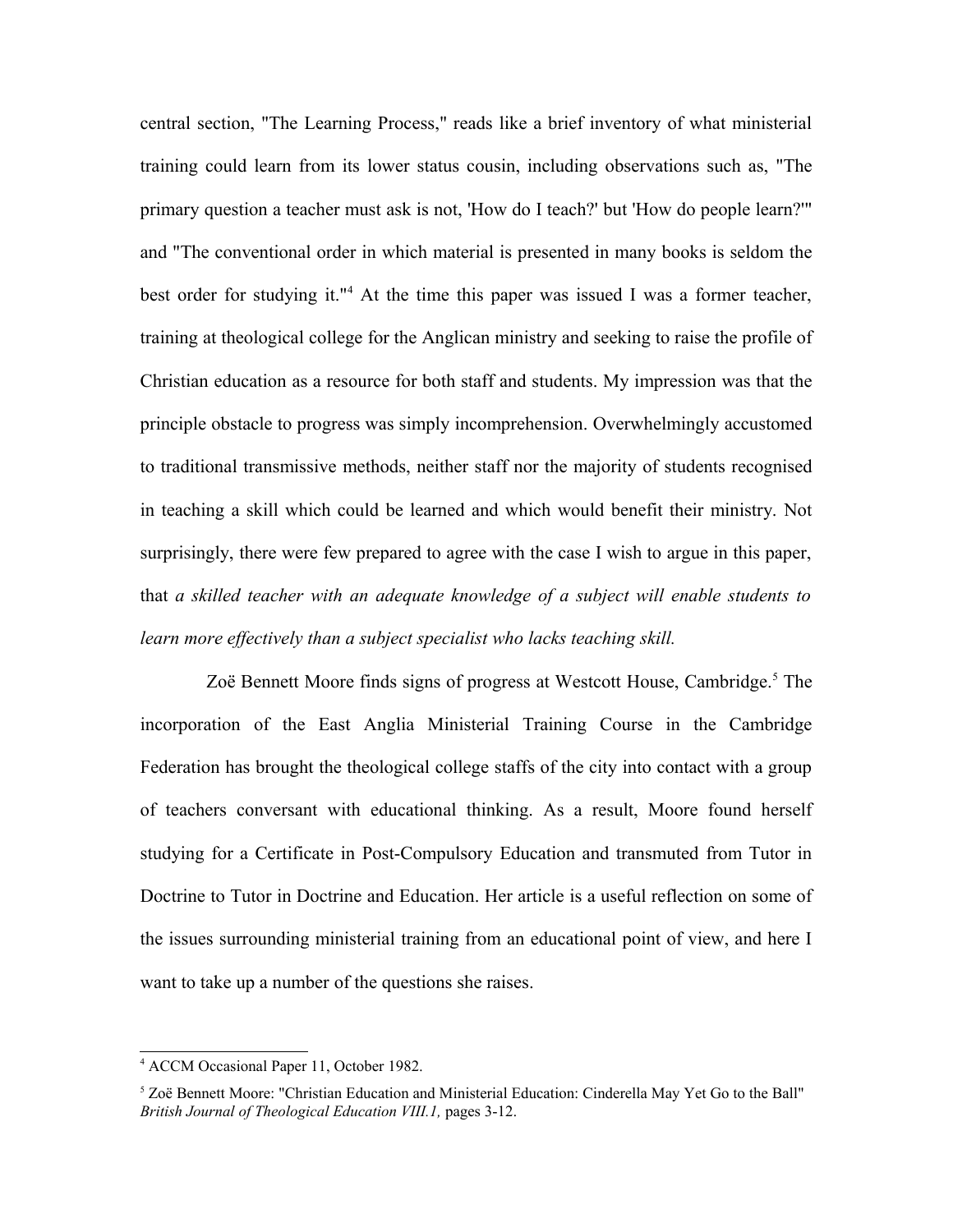central section, "The Learning Process," reads like a brief inventory of what ministerial training could learn from its lower status cousin, including observations such as, "The primary question a teacher must ask is not, 'How do I teach?' but 'How do people learn?'" and "The conventional order in which material is presented in many books is seldom the best order for studying it."[4] At the time this paper was issued I was a former teacher, training at theological college for the Anglican ministry and seeking to raise the profile of Christian education as a resource for both staff and students. My impression was that the principle obstacle to progress was simply incomprehension. Overwhelmingly accustomed to traditional transmissive methods, neither staff nor the majority of students recognised in teaching a skill which could be learned and which would benefit their ministry. Not surprisingly, there were few prepared to agree with the case I wish to argue in this paper, that *a skilled teacher with an adequate knowledge of a subject will enable students to learn more effectively than a subject specialist who lacks teaching skill.*

Zoë Bennett Moore finds signs of progress at Westcott House, Cambridge.[5] The incorporation of the East Anglia Ministerial Training Course in the Cambridge Federation has brought the theological college staffs of the city into contact with a group of teachers conversant with educational thinking. As a result, Moore found herself studying for a Certificate in Post-Compulsory Education and transmuted from Tutor in Doctrine to Tutor in Doctrine and Education. Her article is a useful reflection on some of the issues surrounding ministerial training from an educational point of view, and here I want to take up a number of the questions she raises.

---

[4] ACCM Occasional Paper 11, October 1982.

[5] Zoë Bennett Moore: "Christian Education and Ministerial Education: Cinderella May Yet Go to the Ball" *British Journal of Theological Education VIII.1,* pages 3-12.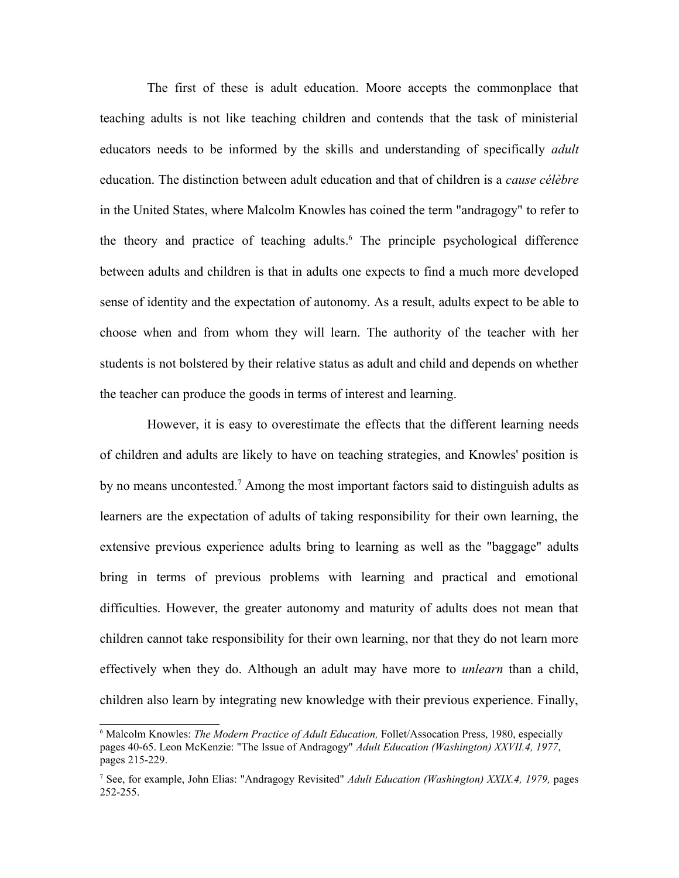The first of these is adult education. Moore accepts the commonplace that teaching adults is not like teaching children and contends that the task of ministerial educators needs to be informed by the skills and understanding of specifically *adult* education. The distinction between adult education and that of children is a *cause célèbre* in the United States, where Malcolm Knowles has coined the term "andragogy" to refer to the theory and practice of teaching adults.[6] The principle psychological difference between adults and children is that in adults one expects to find a much more developed sense of identity and the expectation of autonomy. As a result, adults expect to be able to choose when and from whom they will learn. The authority of the teacher with her students is not bolstered by their relative status as adult and child and depends on whether the teacher can produce the goods in terms of interest and learning.

However, it is easy to overestimate the effects that the different learning needs of children and adults are likely to have on teaching strategies, and Knowles' position is by no means uncontested.[7] Among the most important factors said to distinguish adults as learners are the expectation of adults of taking responsibility for their own learning, the extensive previous experience adults bring to learning as well as the "baggage" adults bring in terms of previous problems with learning and practical and emotional difficulties. However, the greater autonomy and maturity of adults does not mean that children cannot take responsibility for their own learning, nor that they do not learn more effectively when they do. Although an adult may have more to *unlearn* than a child, children also learn by integrating new knowledge with their previous experience. Finally,

---

[6] Malcolm Knowles: *The Modern Practice of Adult Education,* Follet/Assocation Press, 1980, especially pages 40-65. Leon McKenzie: "The Issue of Andragogy" *Adult Education (Washington) XXVII.4, 1977*, pages 215-229.

[7] See, for example, John Elias: "Andragogy Revisited" *Adult Education (Washington) XXIX.4, 1979,* pages 252-255.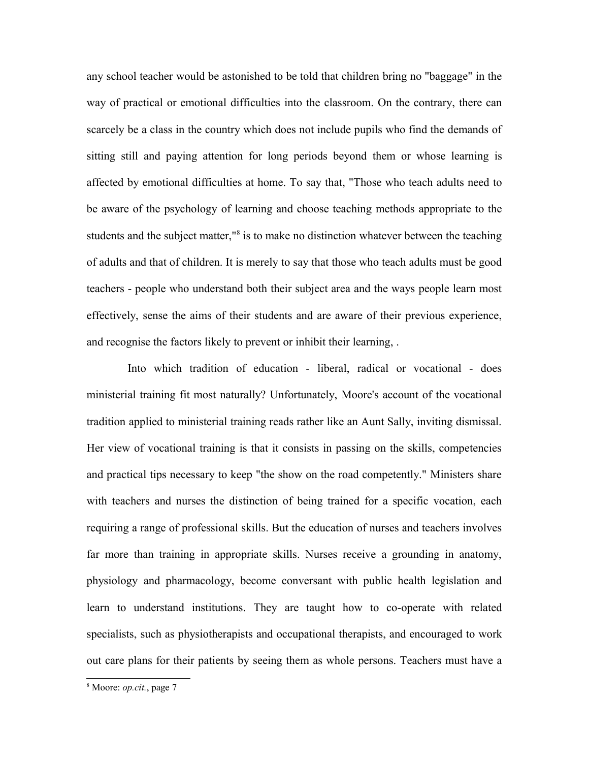any school teacher would be astonished to be told that children bring no "baggage" in the way of practical or emotional difficulties into the classroom. On the contrary, there can scarcely be a class in the country which does not include pupils who find the demands of sitting still and paying attention for long periods beyond them or whose learning is affected by emotional difficulties at home. To say that, "Those who teach adults need to be aware of the psychology of learning and choose teaching methods appropriate to the students and the subject matter,"[8] is to make no distinction whatever between the teaching of adults and that of children. It is merely to say that those who teach adults must be good teachers - people who understand both their subject area and the ways people learn most effectively, sense the aims of their students and are aware of their previous experience, and recognise the factors likely to prevent or inhibit their learning, .

Into which tradition of education - liberal, radical or vocational - does ministerial training fit most naturally? Unfortunately, Moore's account of the vocational tradition applied to ministerial training reads rather like an Aunt Sally, inviting dismissal. Her view of vocational training is that it consists in passing on the skills, competencies and practical tips necessary to keep "the show on the road competently." Ministers share with teachers and nurses the distinction of being trained for a specific vocation, each requiring a range of professional skills. But the education of nurses and teachers involves far more than training in appropriate skills. Nurses receive a grounding in anatomy, physiology and pharmacology, become conversant with public health legislation and learn to understand institutions. They are taught how to co-operate with related specialists, such as physiotherapists and occupational therapists, and encouraged to work out care plans for their patients by seeing them as whole persons. Teachers must have a

[8] Moore: *op.cit.*, page 7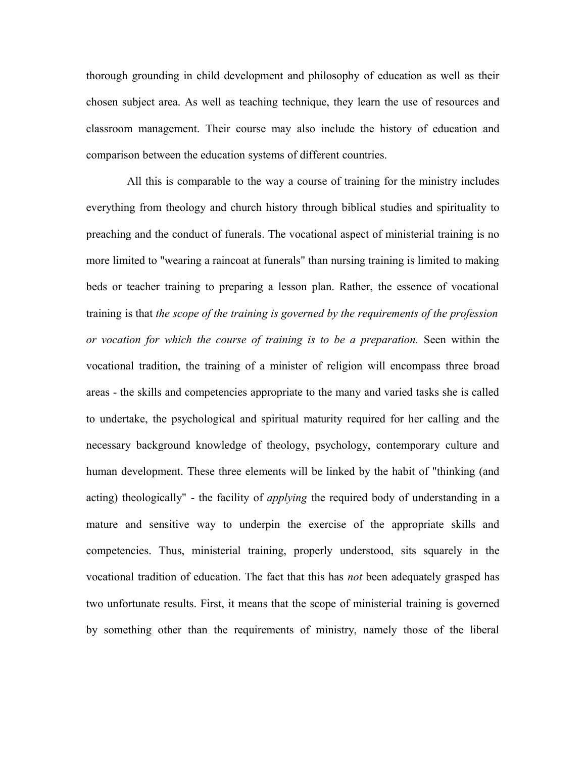thorough grounding in child development and philosophy of education as well as their chosen subject area. As well as teaching technique, they learn the use of resources and classroom management. Their course may also include the history of education and comparison between the education systems of different countries.

All this is comparable to the way a course of training for the ministry includes everything from theology and church history through biblical studies and spirituality to preaching and the conduct of funerals. The vocational aspect of ministerial training is no more limited to "wearing a raincoat at funerals" than nursing training is limited to making beds or teacher training to preparing a lesson plan. Rather, the essence of vocational training is that *the scope of the training is governed by the requirements of the profession or vocation for which the course of training is to be a preparation.* Seen within the vocational tradition, the training of a minister of religion will encompass three broad areas - the skills and competencies appropriate to the many and varied tasks she is called to undertake, the psychological and spiritual maturity required for her calling and the necessary background knowledge of theology, psychology, contemporary culture and human development. These three elements will be linked by the habit of "thinking (and acting) theologically" - the facility of *applying* the required body of understanding in a mature and sensitive way to underpin the exercise of the appropriate skills and competencies. Thus, ministerial training, properly understood, sits squarely in the vocational tradition of education. The fact that this has *not* been adequately grasped has two unfortunate results. First, it means that the scope of ministerial training is governed by something other than the requirements of ministry, namely those of the liberal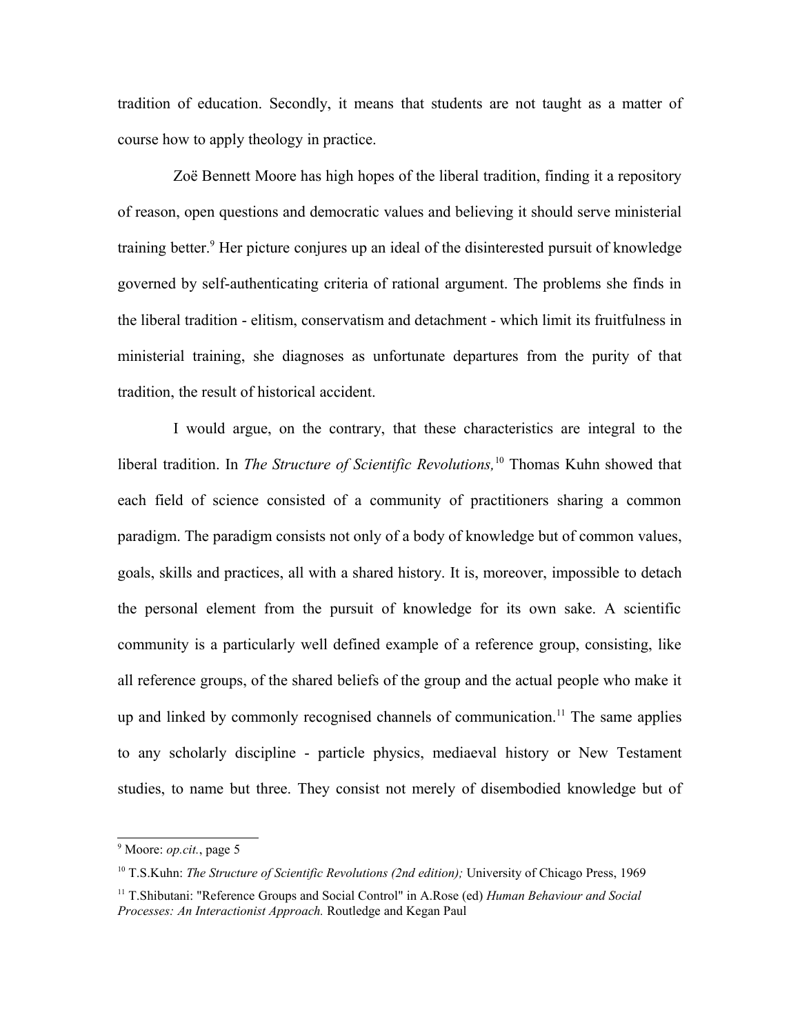tradition of education. Secondly, it means that students are not taught as a matter of course how to apply theology in practice.

Zoë Bennett Moore has high hopes of the liberal tradition, finding it a repository of reason, open questions and democratic values and believing it should serve ministerial training better.[9] Her picture conjures up an ideal of the disinterested pursuit of knowledge governed by self-authenticating criteria of rational argument. The problems she finds in the liberal tradition - elitism, conservatism and detachment - which limit its fruitfulness in ministerial training, she diagnoses as unfortunate departures from the purity of that tradition, the result of historical accident.

I would argue, on the contrary, that these characteristics are integral to the liberal tradition. In *The Structure of Scientific Revolutions,*[10] Thomas Kuhn showed that each field of science consisted of a community of practitioners sharing a common paradigm. The paradigm consists not only of a body of knowledge but of common values, goals, skills and practices, all with a shared history. It is, moreover, impossible to detach the personal element from the pursuit of knowledge for its own sake. A scientific community is a particularly well defined example of a reference group, consisting, like all reference groups, of the shared beliefs of the group and the actual people who make it up and linked by commonly recognised channels of communication.[11] The same applies to any scholarly discipline - particle physics, mediaeval history or New Testament studies, to name but three. They consist not merely of disembodied knowledge but of

---

[9] Moore: *op.cit.*, page 5

[10] T.S.Kuhn: *The Structure of Scientific Revolutions (2nd edition);* University of Chicago Press, 1969

[11] T.Shibutani: "Reference Groups and Social Control" in A.Rose (ed) *Human Behaviour and Social Processes: An Interactionist Approach.* Routledge and Kegan Paul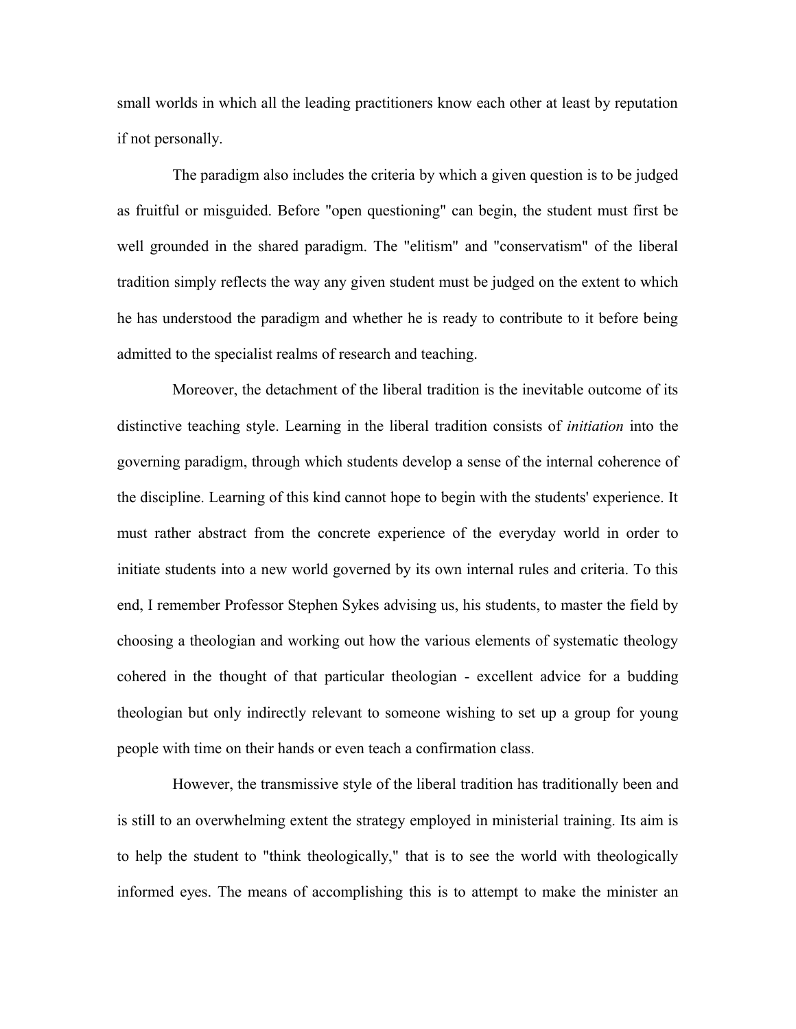small worlds in which all the leading practitioners know each other at least by reputation if not personally.

The paradigm also includes the criteria by which a given question is to be judged as fruitful or misguided. Before "open questioning" can begin, the student must first be well grounded in the shared paradigm. The "elitism" and "conservatism" of the liberal tradition simply reflects the way any given student must be judged on the extent to which he has understood the paradigm and whether he is ready to contribute to it before being admitted to the specialist realms of research and teaching.

Moreover, the detachment of the liberal tradition is the inevitable outcome of its distinctive teaching style. Learning in the liberal tradition consists of *initiation* into the governing paradigm, through which students develop a sense of the internal coherence of the discipline. Learning of this kind cannot hope to begin with the students' experience. It must rather abstract from the concrete experience of the everyday world in order to initiate students into a new world governed by its own internal rules and criteria. To this end, I remember Professor Stephen Sykes advising us, his students, to master the field by choosing a theologian and working out how the various elements of systematic theology cohered in the thought of that particular theologian - excellent advice for a budding theologian but only indirectly relevant to someone wishing to set up a group for young people with time on their hands or even teach a confirmation class.

However, the transmissive style of the liberal tradition has traditionally been and is still to an overwhelming extent the strategy employed in ministerial training. Its aim is to help the student to "think theologically," that is to see the world with theologically informed eyes. The means of accomplishing this is to attempt to make the minister an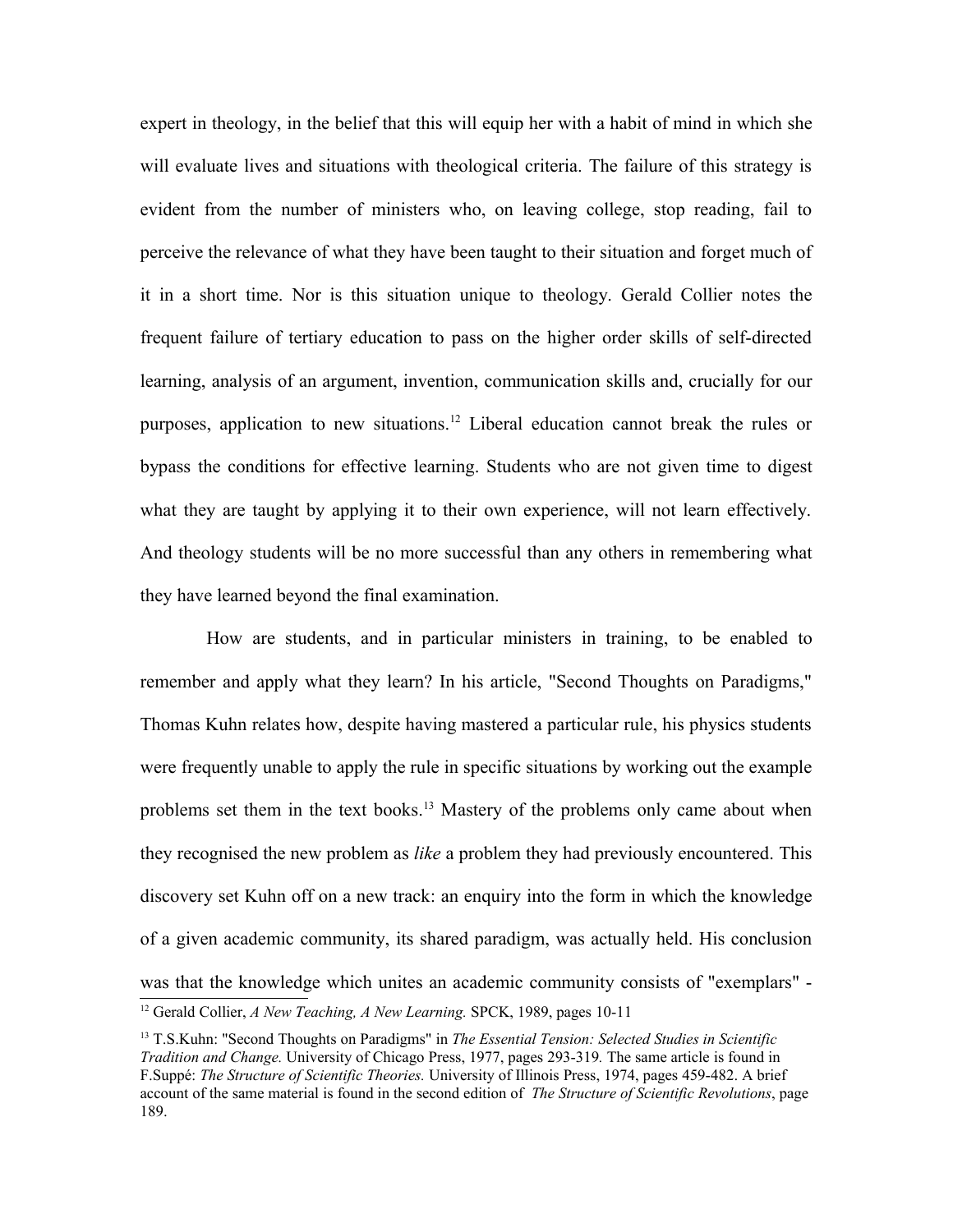expert in theology, in the belief that this will equip her with a habit of mind in which she will evaluate lives and situations with theological criteria. The failure of this strategy is evident from the number of ministers who, on leaving college, stop reading, fail to perceive the relevance of what they have been taught to their situation and forget much of it in a short time. Nor is this situation unique to theology. Gerald Collier notes the frequent failure of tertiary education to pass on the higher order skills of self-directed learning, analysis of an argument, invention, communication skills and, crucially for our purposes, application to new situations.[12] Liberal education cannot break the rules or bypass the conditions for effective learning. Students who are not given time to digest what they are taught by applying it to their own experience, will not learn effectively. And theology students will be no more successful than any others in remembering what they have learned beyond the final examination.

How are students, and in particular ministers in training, to be enabled to remember and apply what they learn? In his article, "Second Thoughts on Paradigms," Thomas Kuhn relates how, despite having mastered a particular rule, his physics students were frequently unable to apply the rule in specific situations by working out the example problems set them in the text books.[13] Mastery of the problems only came about when they recognised the new problem as *like* a problem they had previously encountered. This discovery set Kuhn off on a new track: an enquiry into the form in which the knowledge of a given academic community, its shared paradigm, was actually held. His conclusion was that the knowledge which unites an academic community consists of "exemplars" -

---

[12] Gerald Collier, *A New Teaching, A New Learning.* SPCK, 1989, pages 10-11

[13] T.S.Kuhn: "Second Thoughts on Paradigms" in *The Essential Tension: Selected Studies in Scientific Tradition and Change.* University of Chicago Press, 1977, pages 293-319. The same article is found in F.Suppé: *The Structure of Scientific Theories.* University of Illinois Press, 1974, pages 459-482. A brief account of the same material is found in the second edition of *The Structure of Scientific Revolutions*, page 189.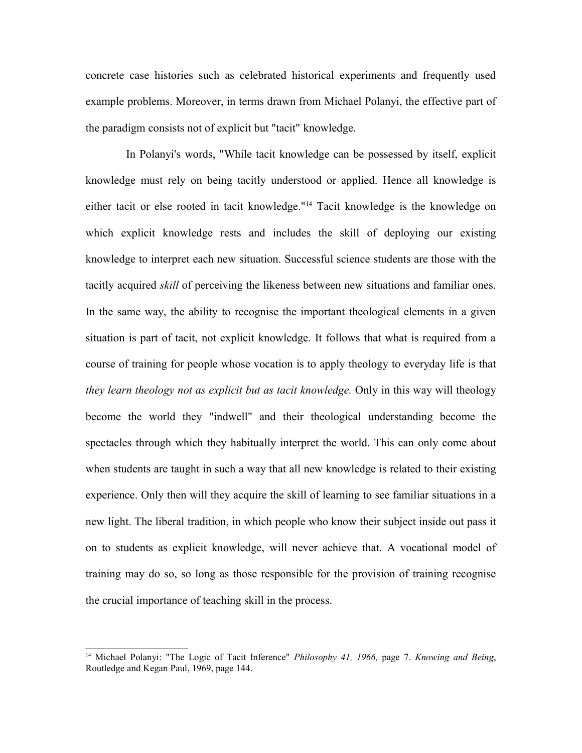concrete case histories such as celebrated historical experiments and frequently used example problems. Moreover, in terms drawn from Michael Polanyi, the effective part of the paradigm consists not of explicit but "tacit" knowledge.

In Polanyi's words, "While tacit knowledge can be possessed by itself, explicit knowledge must rely on being tacitly understood or applied. Hence all knowledge is either tacit or else rooted in tacit knowledge."[14] Tacit knowledge is the knowledge on which explicit knowledge rests and includes the skill of deploying our existing knowledge to interpret each new situation. Successful science students are those with the tacitly acquired *skill* of perceiving the likeness between new situations and familiar ones. In the same way, the ability to recognise the important theological elements in a given situation is part of tacit, not explicit knowledge. It follows that what is required from a course of training for people whose vocation is to apply theology to everyday life is that *they learn theology not as explicit but as tacit knowledge.* Only in this way will theology become the world they "indwell" and their theological understanding become the spectacles through which they habitually interpret the world. This can only come about when students are taught in such a way that all new knowledge is related to their existing experience. Only then will they acquire the skill of learning to see familiar situations in a new light. The liberal tradition, in which people who know their subject inside out pass it on to students as explicit knowledge, will never achieve that. A vocational model of training may do so, so long as those responsible for the provision of training recognise the crucial importance of teaching skill in the process.

---

[14] Michael Polanyi: "The Logic of Tacit Inference" *Philosophy 41, 1966,* page 7. *Knowing and Being*, Routledge and Kegan Paul, 1969, page 144.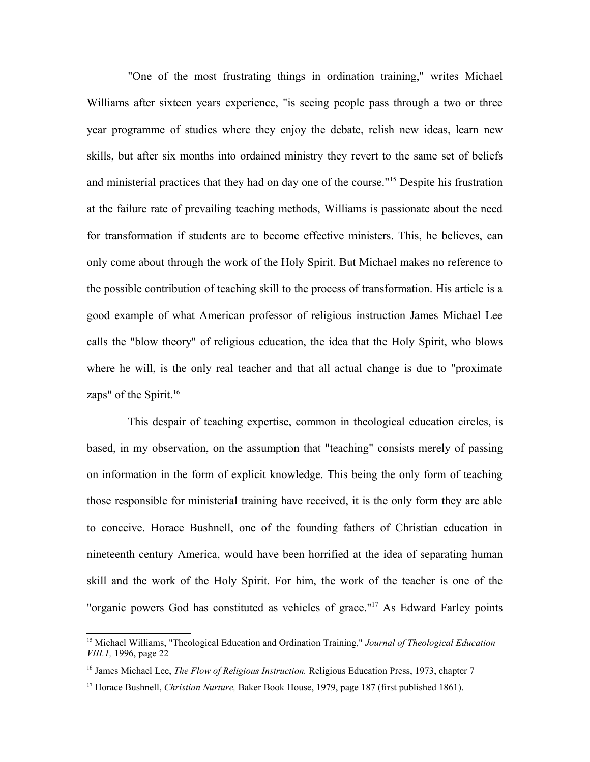"One of the most frustrating things in ordination training," writes Michael Williams after sixteen years experience, "is seeing people pass through a two or three year programme of studies where they enjoy the debate, relish new ideas, learn new skills, but after six months into ordained ministry they revert to the same set of beliefs and ministerial practices that they had on day one of the course."[15] Despite his frustration at the failure rate of prevailing teaching methods, Williams is passionate about the need for transformation if students are to become effective ministers. This, he believes, can only come about through the work of the Holy Spirit. But Michael makes no reference to the possible contribution of teaching skill to the process of transformation. His article is a good example of what American professor of religious instruction James Michael Lee calls the "blow theory" of religious education, the idea that the Holy Spirit, who blows where he will, is the only real teacher and that all actual change is due to "proximate zaps" of the Spirit.[16]

This despair of teaching expertise, common in theological education circles, is based, in my observation, on the assumption that "teaching" consists merely of passing on information in the form of explicit knowledge. This being the only form of teaching those responsible for ministerial training have received, it is the only form they are able to conceive. Horace Bushnell, one of the founding fathers of Christian education in nineteenth century America, would have been horrified at the idea of separating human skill and the work of the Holy Spirit. For him, the work of the teacher is one of the "organic powers God has constituted as vehicles of grace."[17] As Edward Farley points

---

[15] Michael Williams, "Theological Education and Ordination Training," *Journal of Theological Education VIII.1,* 1996, page 22

[16] James Michael Lee, *The Flow of Religious Instruction.* Religious Education Press, 1973, chapter 7

[17] Horace Bushnell, *Christian Nurture,* Baker Book House, 1979, page 187 (first published 1861).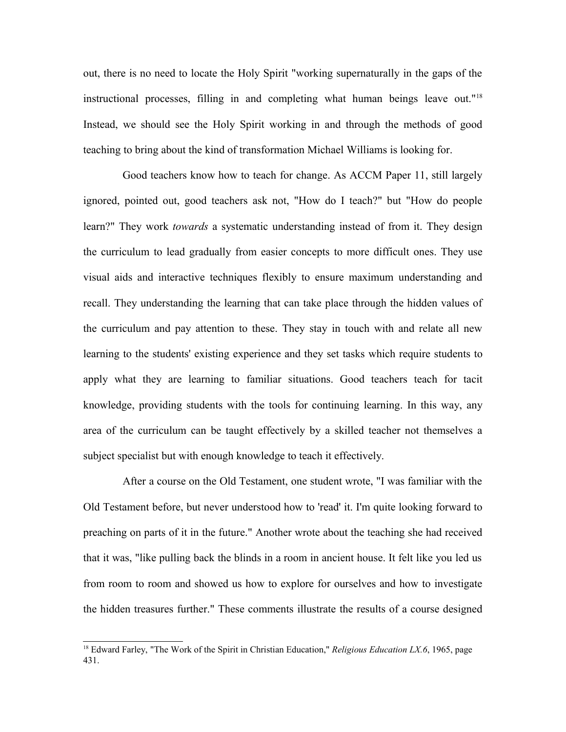out, there is no need to locate the Holy Spirit "working supernaturally in the gaps of the instructional processes, filling in and completing what human beings leave out."[18] Instead, we should see the Holy Spirit working in and through the methods of good teaching to bring about the kind of transformation Michael Williams is looking for.

Good teachers know how to teach for change. As ACCM Paper 11, still largely ignored, pointed out, good teachers ask not, "How do I teach?" but "How do people learn?" They work *towards* a systematic understanding instead of from it. They design the curriculum to lead gradually from easier concepts to more difficult ones. They use visual aids and interactive techniques flexibly to ensure maximum understanding and recall. They understanding the learning that can take place through the hidden values of the curriculum and pay attention to these. They stay in touch with and relate all new learning to the students' existing experience and they set tasks which require students to apply what they are learning to familiar situations. Good teachers teach for tacit knowledge, providing students with the tools for continuing learning. In this way, any area of the curriculum can be taught effectively by a skilled teacher not themselves a subject specialist but with enough knowledge to teach it effectively.

After a course on the Old Testament, one student wrote, "I was familiar with the Old Testament before, but never understood how to 'read' it. I'm quite looking forward to preaching on parts of it in the future." Another wrote about the teaching she had received that it was, "like pulling back the blinds in a room in ancient house. It felt like you led us from room to room and showed us how to explore for ourselves and how to investigate the hidden treasures further." These comments illustrate the results of a course designed

---

[18] Edward Farley, "The Work of the Spirit in Christian Education," *Religious Education LX.6*, 1965, page 431.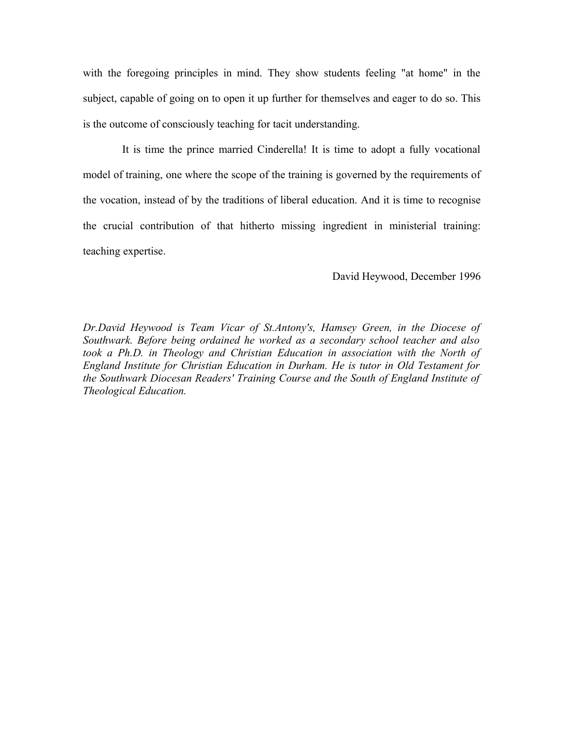with the foregoing principles in mind. They show students feeling "at home" in the subject, capable of going on to open it up further for themselves and eager to do so. This is the outcome of consciously teaching for tacit understanding.

It is time the prince married Cinderella! It is time to adopt a fully vocational model of training, one where the scope of the training is governed by the requirements of the vocation, instead of by the traditions of liberal education. And it is time to recognise the crucial contribution of that hitherto missing ingredient in ministerial training: teaching expertise.

David Heywood, December 1996

*Dr.David Heywood is Team Vicar of St.Antony's, Hamsey Green, in the Diocese of Southwark. Before being ordained he worked as a secondary school teacher and also took a Ph.D. in Theology and Christian Education in association with the North of England Institute for Christian Education in Durham. He is tutor in Old Testament for the Southwark Diocesan Readers' Training Course and the South of England Institute of Theological Education.*